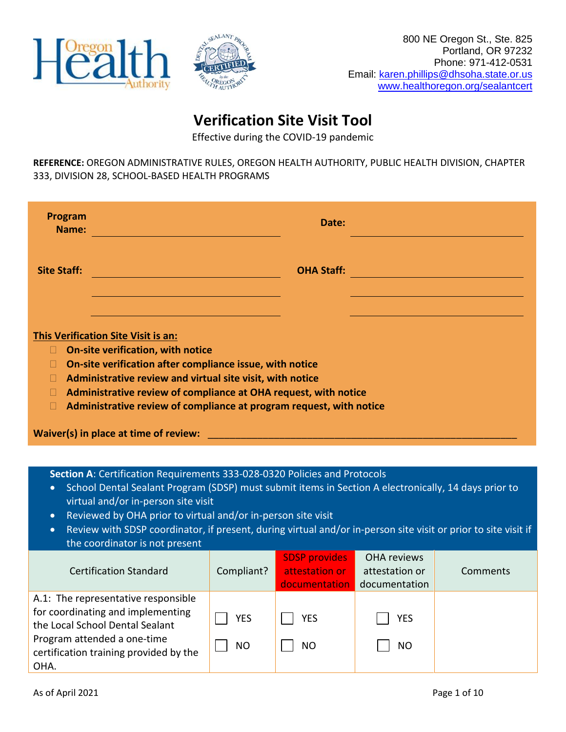800 NE Oregon St., Ste. 825
Portland, OR 97232
Phone: 971-412-0531
Email: karen.phillips@dhsoha.state.or.us
www.healthoregon.org/sealantcert

# Verification Site Visit Tool

Effective during the COVID-19 pandemic

**REFERENCE:** OREGON ADMINISTRATIVE RULES, OREGON HEALTH AUTHORITY, PUBLIC HEALTH DIVISION, CHAPTER 333, DIVISION 28, SCHOOL-BASED HEALTH PROGRAMS

**Program Name:** ______________________ **Date:** ______________________

**Site Staff:** ______________________ **OHA Staff:** ______________________

______________________ ______________________

______________________ ______________________

**This Verification Site Visit is an:**

- ☐ **On-site verification, with notice**
- ☐ **On-site verification after compliance issue, with notice**
- ☐ **Administrative review and virtual site visit, with notice**
- ☐ **Administrative review of compliance at OHA request, with notice**
- ☐ **Administrative review of compliance at program request, with notice**

**Waiver(s) in place at time of review:** ______________________________________________

**Section A**: Certification Requirements 333-028-0320 Policies and Protocols

- School Dental Sealant Program (SDSP) must submit items in Section A electronically, 14 days prior to virtual and/or in-person site visit
- Reviewed by OHA prior to virtual and/or in-person site visit
- Review with SDSP coordinator, if present, during virtual and/or in-person site visit or prior to site visit if the coordinator is not present

| Certification Standard | Compliant? | SDSP provides attestation or documentation | OHA reviews attestation or documentation | Comments |
|---|---|---|---|---|
| A.1: The representative responsible for coordinating and implementing the Local School Dental Sealant Program attended a one-time certification training provided by the OHA. | ☐ YES<br>☐ NO | ☐ YES<br>☐ NO | ☐ YES<br>☐ NO | |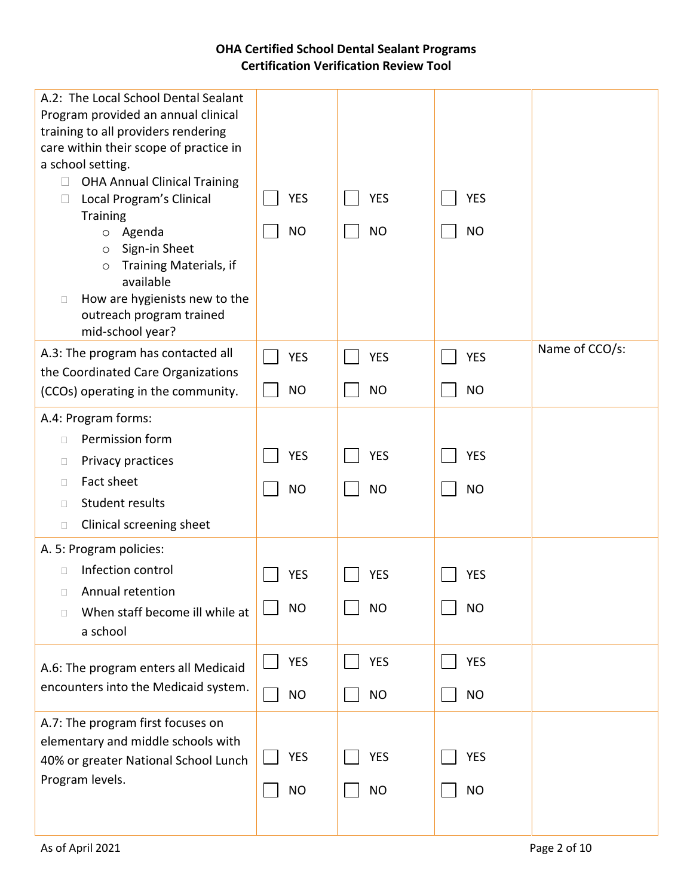**OHA Certified School Dental Sealant Programs**
**Certification Verification Review Tool**

| | | | | |
|---|---|---|---|---|
| A.2: The Local School Dental Sealant Program provided an annual clinical training to all providers rendering care within their scope of practice in a school setting.<br>☐ OHA Annual Clinical Training<br>☐ Local Program's Clinical Training<br>&nbsp;&nbsp;&nbsp;○ Agenda<br>&nbsp;&nbsp;&nbsp;○ Sign-in Sheet<br>&nbsp;&nbsp;&nbsp;○ Training Materials, if available<br>☐ How are hygienists new to the outreach program trained mid-school year? | ☐ YES<br>☐ NO | ☐ YES<br>☐ NO | ☐ YES<br>☐ NO | |
| A.3: The program has contacted all the Coordinated Care Organizations (CCOs) operating in the community. | ☐ YES<br>☐ NO | ☐ YES<br>☐ NO | ☐ YES<br>☐ NO | Name of CCO/s: |
| A.4: Program forms:<br>☐ Permission form<br>☐ Privacy practices<br>☐ Fact sheet<br>☐ Student results<br>☐ Clinical screening sheet | ☐ YES<br>☐ NO | ☐ YES<br>☐ NO | ☐ YES<br>☐ NO | |
| A. 5: Program policies:<br>☐ Infection control<br>☐ Annual retention<br>☐ When staff become ill while at a school | ☐ YES<br>☐ NO | ☐ YES<br>☐ NO | ☐ YES<br>☐ NO | |
| A.6: The program enters all Medicaid encounters into the Medicaid system. | ☐ YES<br>☐ NO | ☐ YES<br>☐ NO | ☐ YES<br>☐ NO | |
| A.7: The program first focuses on elementary and middle schools with 40% or greater National School Lunch Program levels. | ☐ YES<br>☐ NO | ☐ YES<br>☐ NO | ☐ YES<br>☐ NO | |

As of April 2021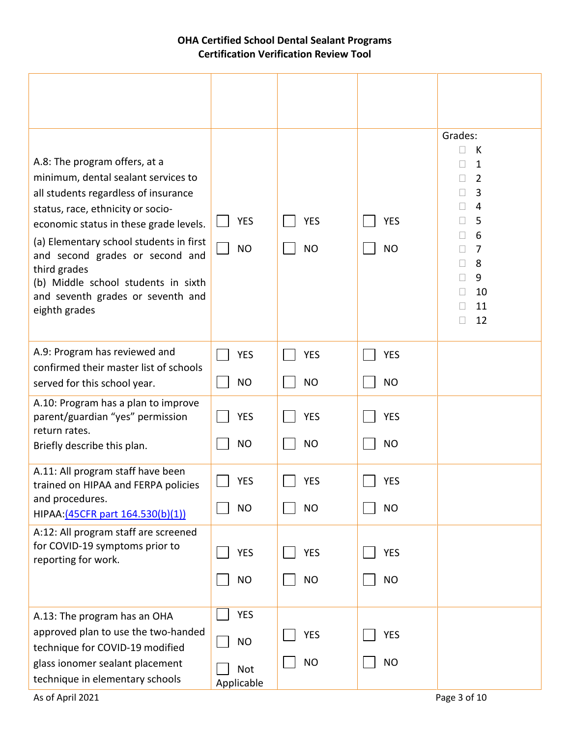# OHA Certified School Dental Sealant Programs
## Certification Verification Review Tool

| | | | | |
|---|---|---|---|---|
| A.8: The program offers, at a minimum, dental sealant services to all students regardless of insurance status, race, ethnicity or socio-economic status in these grade levels.<br>(a) Elementary school students in first and second grades or second and third grades<br>(b) Middle school students in sixth and seventh grades or seventh and eighth grades | ☐ YES<br>☐ NO | ☐ YES<br>☐ NO | ☐ YES<br>☐ NO | Grades:<br>☐ K<br>☐ 1<br>☐ 2<br>☐ 3<br>☐ 4<br>☐ 5<br>☐ 6<br>☐ 7<br>☐ 8<br>☐ 9<br>☐ 10<br>☐ 11<br>☐ 12 |
| A.9: Program has reviewed and confirmed their master list of schools served for this school year. | ☐ YES<br>☐ NO | ☐ YES<br>☐ NO | ☐ YES<br>☐ NO | |
| A.10: Program has a plan to improve parent/guardian "yes" permission return rates.<br>Briefly describe this plan. | ☐ YES<br>☐ NO | ☐ YES<br>☐ NO | ☐ YES<br>☐ NO | |
| A.11: All program staff have been trained on HIPAA and FERPA policies and procedures.<br>HIPAA:[(45CFR part 164.530(b)(1))](#) | ☐ YES<br>☐ NO | ☐ YES<br>☐ NO | ☐ YES<br>☐ NO | |
| A:12: All program staff are screened for COVID-19 symptoms prior to reporting for work. | ☐ YES<br>☐ NO | ☐ YES<br>☐ NO | ☐ YES<br>☐ NO | |
| A.13: The program has an OHA approved plan to use the two-handed technique for COVID-19 modified glass ionomer sealant placement technique in elementary schools | ☐ YES<br>☐ NO<br>☐ Not Applicable | ☐ YES<br>☐ NO | ☐ YES<br>☐ NO | |

As of April 2021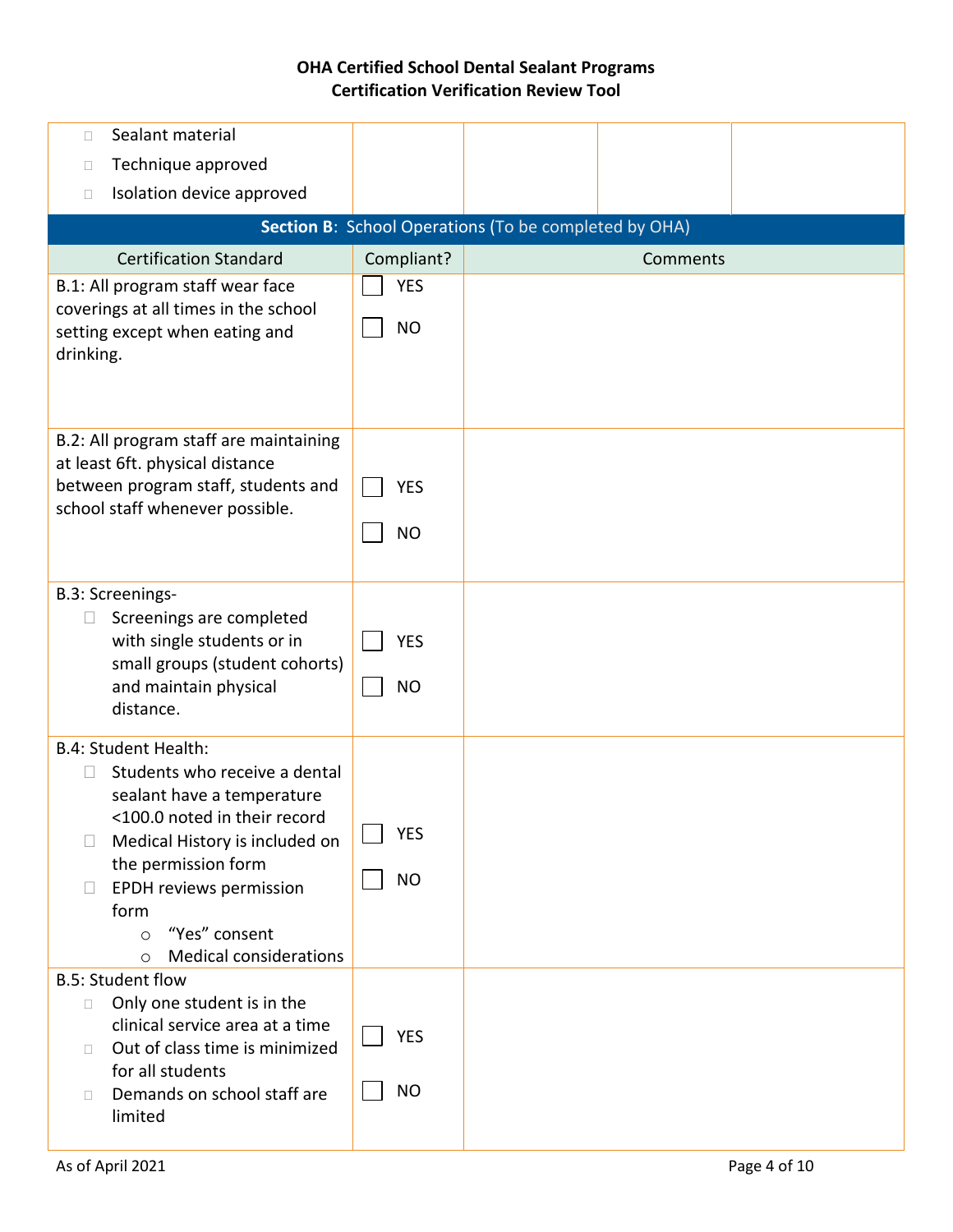| | | | | |
|---|---|---|---|---|
| ☐ Sealant material<br>☐ Technique approved<br>☐ Isolation device approved | | | | |

**Section B**: School Operations (To be completed by OHA)

| Certification Standard | Compliant? | Comments |
|---|---|---|
| B.1: All program staff wear face coverings at all times in the school setting except when eating and drinking. | ☐ YES<br>☐ NO | |
| B.2: All program staff are maintaining at least 6ft. physical distance between program staff, students and school staff whenever possible. | ☐ YES<br>☐ NO | |
| B.3: Screenings-<br>☐ Screenings are completed with single students or in small groups (student cohorts) and maintain physical distance. | ☐ YES<br>☐ NO | |
| B.4: Student Health:<br>☐ Students who receive a dental sealant have a temperature <100.0 noted in their record<br>☐ Medical History is included on the permission form<br>☐ EPDH reviews permission form<br>○ "Yes" consent<br>○ Medical considerations | ☐ YES<br>☐ NO | |
| B.5: Student flow<br>☐ Only one student is in the clinical service area at a time<br>☐ Out of class time is minimized for all students<br>☐ Demands on school staff are limited | ☐ YES<br>☐ NO | |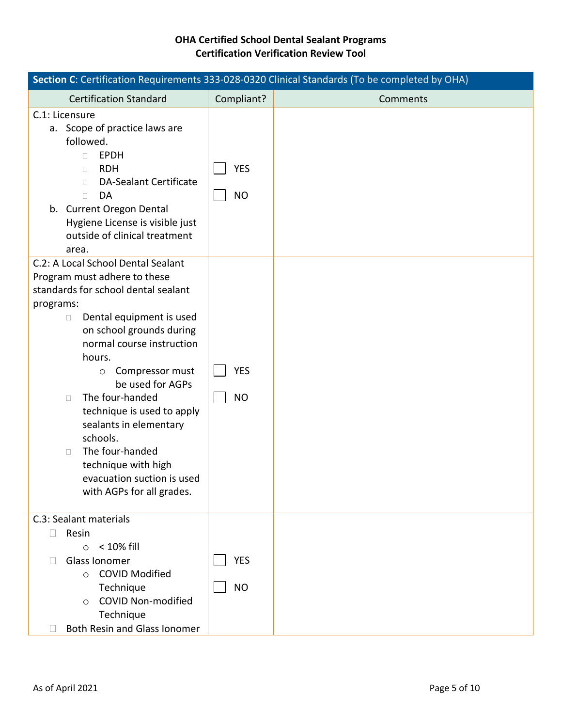**OHA Certified School Dental Sealant Programs**
**Certification Verification Review Tool**

| **Section C**: Certification Requirements 333-028-0320 Clinical Standards (To be completed by OHA) | | |
|---|---|---|
| Certification Standard | Compliant? | Comments |
| C.1: Licensure<br>a. Scope of practice laws are followed.<br>☐ EPDH<br>☐ RDH<br>☐ DA-Sealant Certificate<br>☐ DA<br>b. Current Oregon Dental Hygiene License is visible just outside of clinical treatment area. | ☐ YES<br>☐ NO | |
| C.2: A Local School Dental Sealant Program must adhere to these standards for school dental sealant programs:<br>☐ Dental equipment is used on school grounds during normal course instruction hours.<br>○ Compressor must be used for AGPs<br>☐ The four-handed technique is used to apply sealants in elementary schools.<br>☐ The four-handed technique with high evacuation suction is used with AGPs for all grades. | ☐ YES<br>☐ NO | |
| C.3: Sealant materials<br>☐ Resin<br>○ < 10% fill<br>☐ Glass Ionomer<br>○ COVID Modified Technique<br>○ COVID Non-modified Technique<br>☐ Both Resin and Glass Ionomer | ☐ YES<br>☐ NO | |

As of April 2021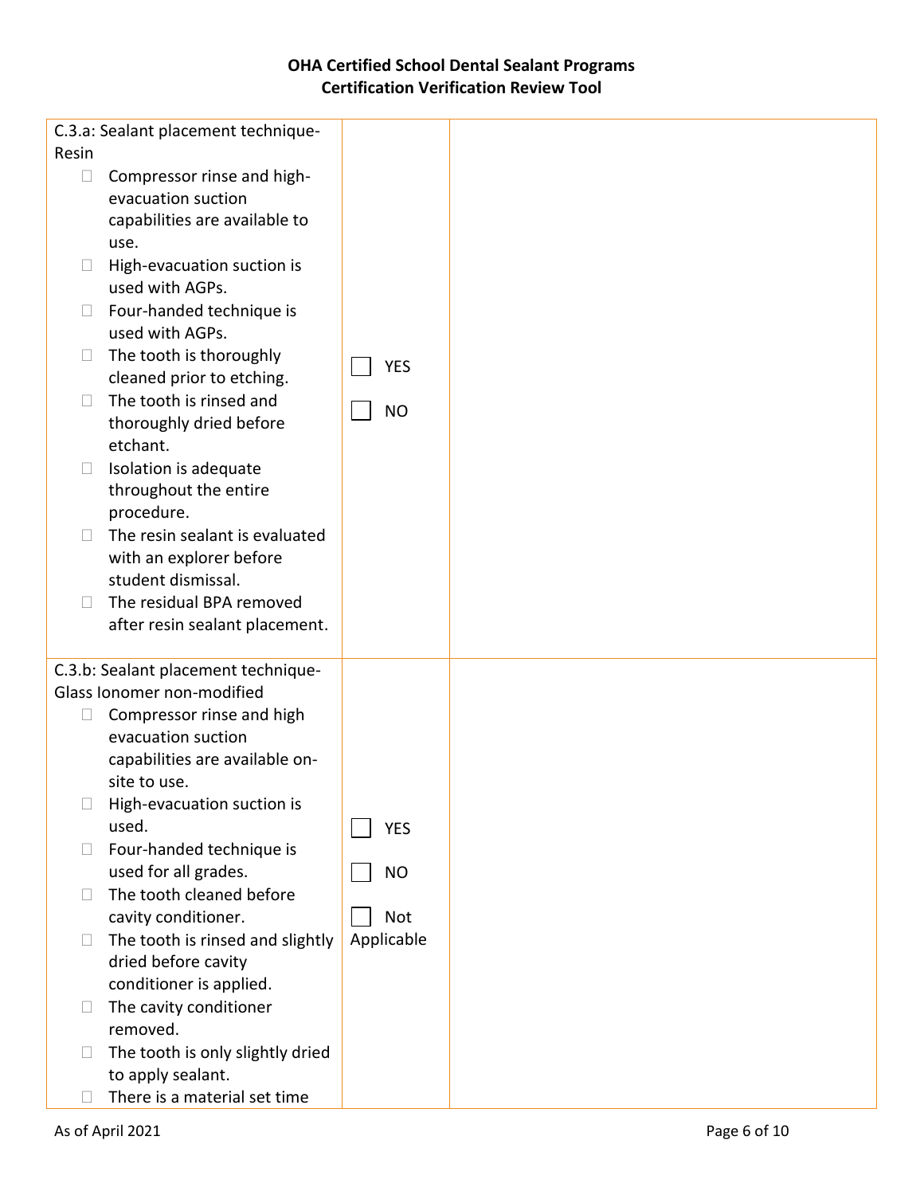# OHA Certified School Dental Sealant Programs
## Certification Verification Review Tool

| | | |
|---|---|---|
| C.3.a: Sealant placement technique-Resin<br>☐ Compressor rinse and high-evacuation suction capabilities are available to use.<br>☐ High-evacuation suction is used with AGPs.<br>☐ Four-handed technique is used with AGPs.<br>☐ The tooth is thoroughly cleaned prior to etching.<br>☐ The tooth is rinsed and thoroughly dried before etchant.<br>☐ Isolation is adequate throughout the entire procedure.<br>☐ The resin sealant is evaluated with an explorer before student dismissal.<br>☐ The residual BPA removed after resin sealant placement. | ☐ YES<br>☐ NO | |
| C.3.b: Sealant placement technique-Glass Ionomer non-modified<br>☐ Compressor rinse and high evacuation suction capabilities are available on-site to use.<br>☐ High-evacuation suction is used.<br>☐ Four-handed technique is used for all grades.<br>☐ The tooth cleaned before cavity conditioner.<br>☐ The tooth is rinsed and slightly dried before cavity conditioner is applied.<br>☐ The cavity conditioner removed.<br>☐ The tooth is only slightly dried to apply sealant.<br>☐ There is a material set time | ☐ YES<br>☐ NO<br>☐ Not Applicable | |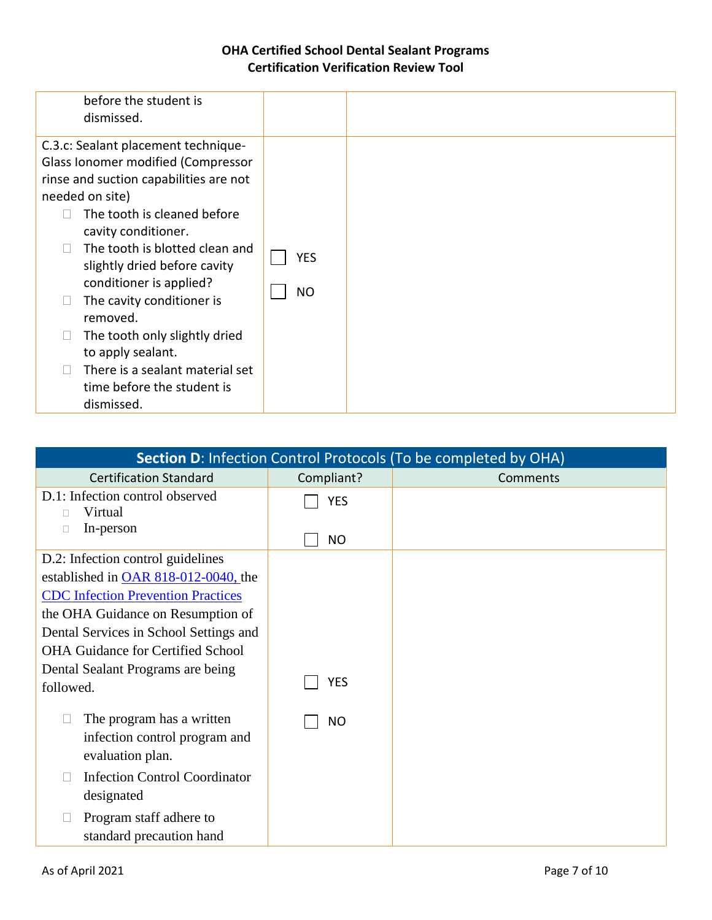| | | |
|---|---|---|
| before the student is dismissed. | | |
| C.3.c: Sealant placement technique- Glass Ionomer modified (Compressor rinse and suction capabilities are not needed on site)<br>☐ The tooth is cleaned before cavity conditioner.<br>☐ The tooth is blotted clean and slightly dried before cavity conditioner is applied?<br>☐ The cavity conditioner is removed.<br>☐ The tooth only slightly dried to apply sealant.<br>☐ There is a sealant material set time before the student is dismissed. | ☐ YES<br>☐ NO | |

| **Section D**: Infection Control Protocols (To be completed by OHA) | | |
|---|---|---|
| Certification Standard | Compliant? | Comments |
| D.1: Infection control observed<br>☐ Virtual<br>☐ In-person | ☐ YES<br>☐ NO | |
| D.2: Infection control guidelines established in [OAR 818-012-0040,](#) the [CDC Infection Prevention Practices](#) the OHA Guidance on Resumption of Dental Services in School Settings and OHA Guidance for Certified School Dental Sealant Programs are being followed.<br>☐ The program has a written infection control program and evaluation plan.<br>☐ Infection Control Coordinator designated<br>☐ Program staff adhere to standard precaution hand | ☐ YES<br>☐ NO | |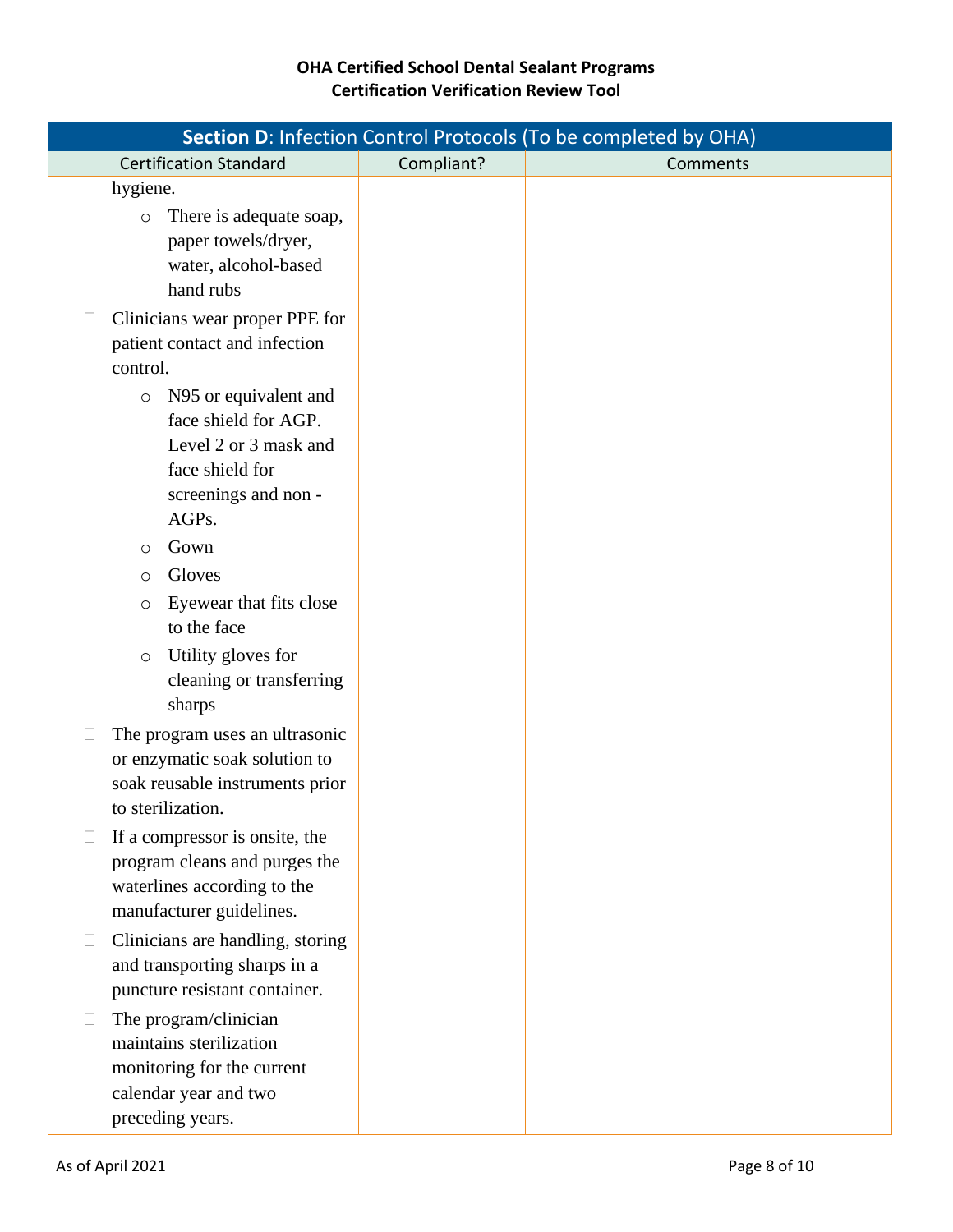**OHA Certified School Dental Sealant Programs**
**Certification Verification Review Tool**

| Section D: Infection Control Protocols (To be completed by OHA) | | |
|---|---|---|
| Certification Standard | Compliant? | Comments |
| hygiene.<br>○ There is adequate soap, paper towels/dryer, water, alcohol-based hand rubs<br>☐ Clinicians wear proper PPE for patient contact and infection control.<br>○ N95 or equivalent and face shield for AGP. Level 2 or 3 mask and face shield for screenings and non - AGPs.<br>○ Gown<br>○ Gloves<br>○ Eyewear that fits close to the face<br>○ Utility gloves for cleaning or transferring sharps<br>☐ The program uses an ultrasonic or enzymatic soak solution to soak reusable instruments prior to sterilization.<br>☐ If a compressor is onsite, the program cleans and purges the waterlines according to the manufacturer guidelines.<br>☐ Clinicians are handling, storing and transporting sharps in a puncture resistant container.<br>☐ The program/clinician maintains sterilization monitoring for the current calendar year and two preceding years. | | |

As of April 2021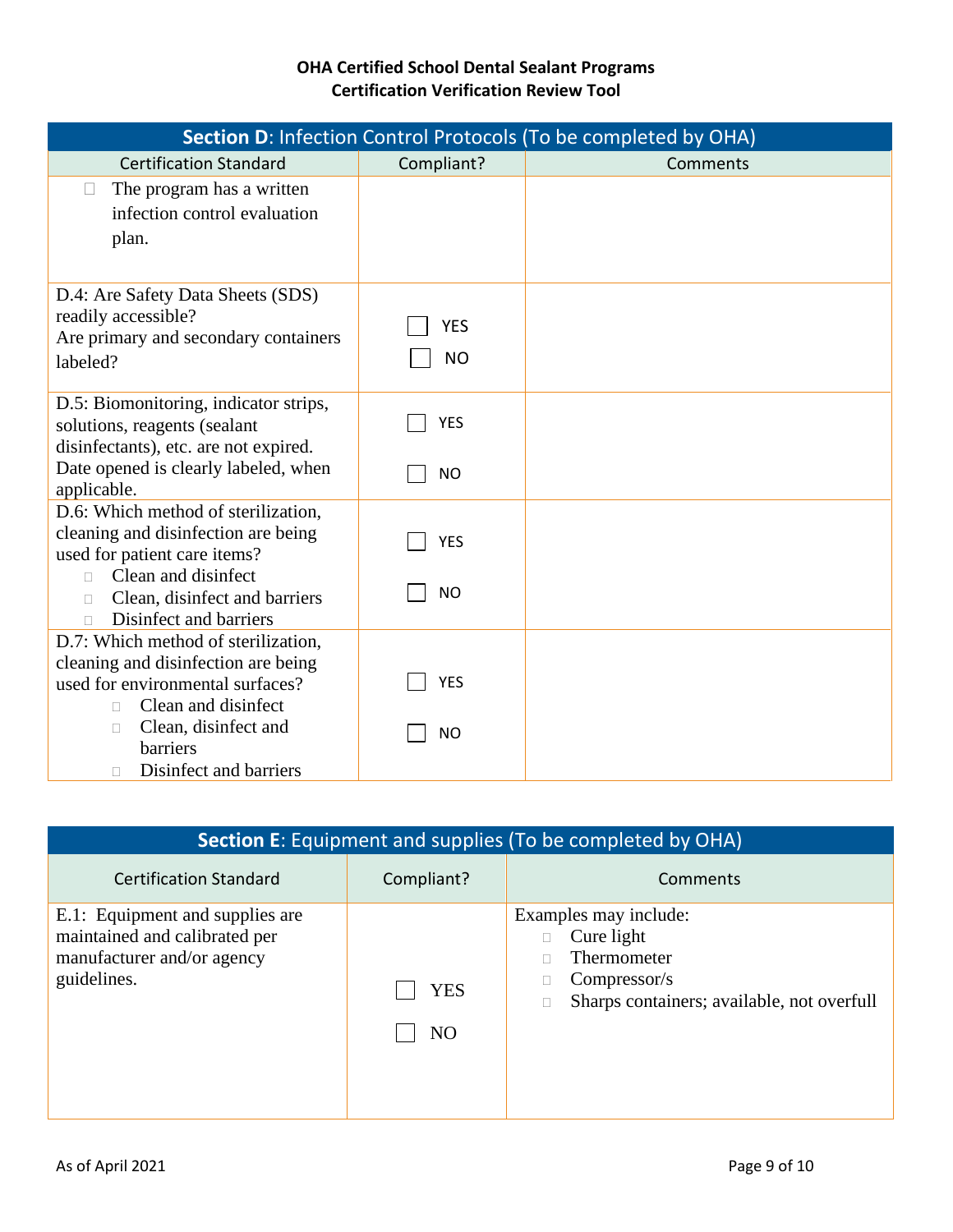**OHA Certified School Dental Sealant Programs**
**Certification Verification Review Tool**

| **Section D**: Infection Control Protocols (To be completed by OHA) | | |
|---|---|---|
| Certification Standard | Compliant? | Comments |
| ☐ The program has a written infection control evaluation plan. | | |
| D.4: Are Safety Data Sheets (SDS) readily accessible?<br>Are primary and secondary containers labeled? | ☐ YES<br>☐ NO | |
| D.5: Biomonitoring, indicator strips, solutions, reagents (sealant disinfectants), etc. are not expired. Date opened is clearly labeled, when applicable. | ☐ YES<br>☐ NO | |
| D.6: Which method of sterilization, cleaning and disinfection are being used for patient care items?<br>☐ Clean and disinfect<br>☐ Clean, disinfect and barriers<br>☐ Disinfect and barriers | ☐ YES<br>☐ NO | |
| D.7: Which method of sterilization, cleaning and disinfection are being used for environmental surfaces?<br>☐ Clean and disinfect<br>☐ Clean, disinfect and barriers<br>☐ Disinfect and barriers | ☐ YES<br>☐ NO | |

| **Section E**: Equipment and supplies (To be completed by OHA) | | |
|---|---|---|
| Certification Standard | Compliant? | Comments |
| E.1: Equipment and supplies are maintained and calibrated per manufacturer and/or agency guidelines. | ☐ YES<br>☐ NO | Examples may include:<br>☐ Cure light<br>☐ Thermometer<br>☐ Compressor/s<br>☐ Sharps containers; available, not overfull |

As of April 2021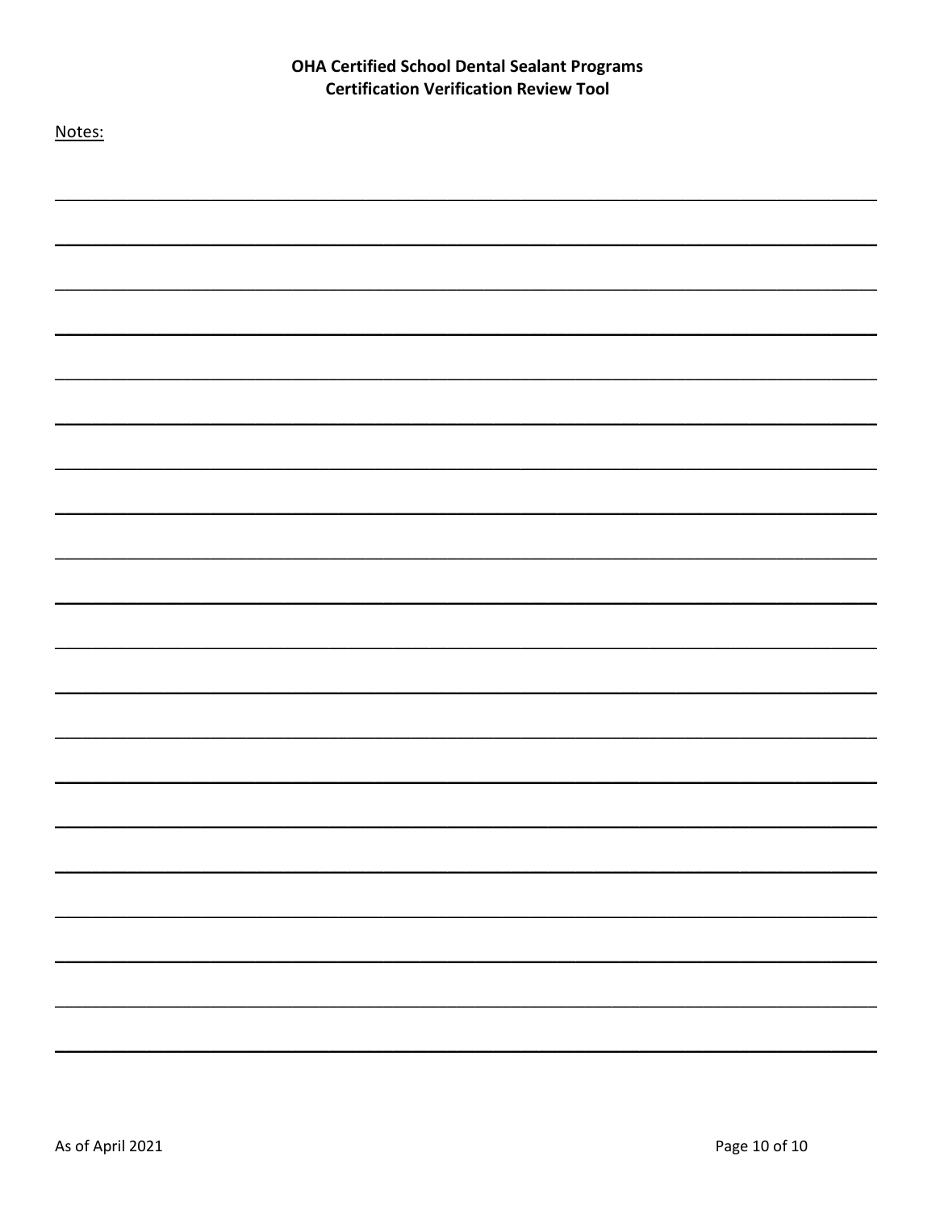Notes: